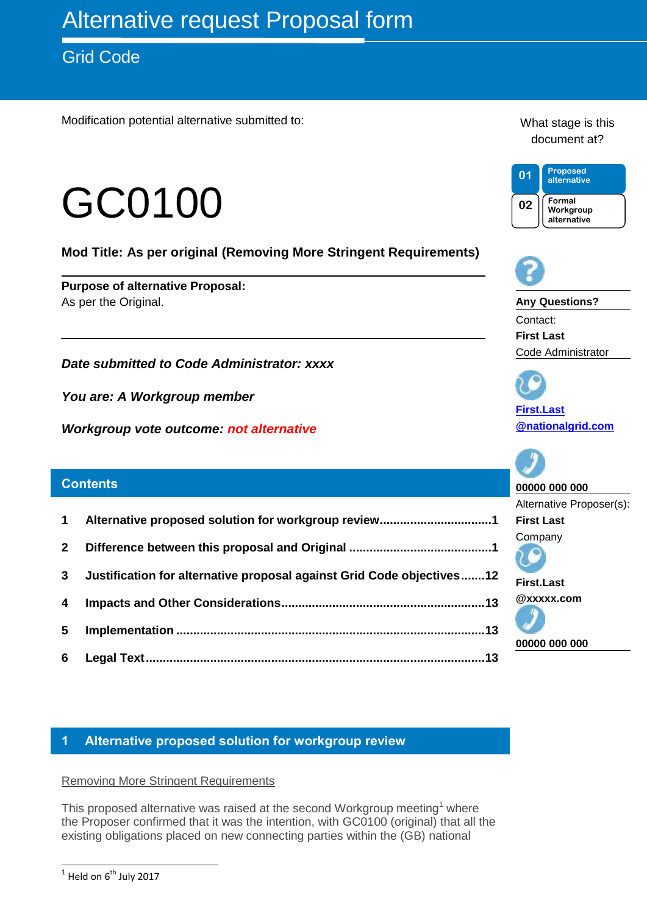# Alternative request Proposal form

## Grid Code

Modification potential alternative submitted to:

# GC0100

**Mod Title: As per original (Removing More Stringent Requirements)**

**Purpose of alternative Proposal:**
As per the Original.

***Date submitted to Code Administrator: xxxx***

***You are: A Workgroup member***

***Workgroup vote outcome: not alternative***

What stage is this document at?

| 01 | Proposed alternative |
|---|---|
| 02 | Formal Workgroup alternative |

**Any Questions?**

Contact:
**First Last**
Code Administrator

**First.Last @nationalgrid.com**

**00000 000 000**

Alternative Proposer(s):
**First Last**
Company

**First.Last @xxxxx.com**

**00000 000 000**

## Contents

| | | |
|---|---|---|
| **1** | **Alternative proposed solution for workgroup review** | **1** |
| **2** | **Difference between this proposal and Original** | **1** |
| **3** | **Justification for alternative proposal against Grid Code objectives** | **12** |
| **4** | **Impacts and Other Considerations** | **13** |
| **5** | **Implementation** | **13** |
| **6** | **Legal Text** | **13** |

## 1 Alternative proposed solution for workgroup review

Removing More Stringent Requirements

This proposed alternative was raised at the second Workgroup meeting[1] where the Proposer confirmed that it was the intention, with GC0100 (original) that all the existing obligations placed on new connecting parties within the (GB) national

[1] Held on 6th July 2017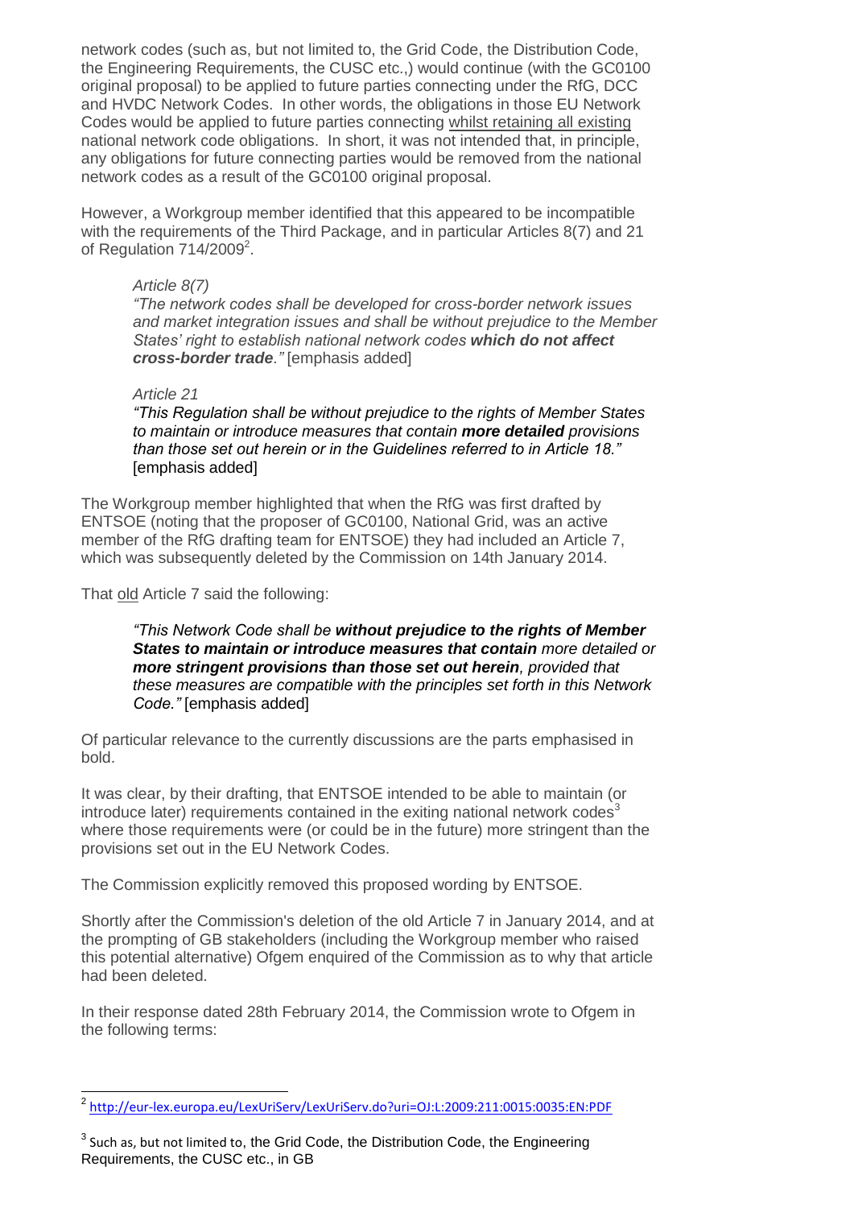network codes (such as, but not limited to, the Grid Code, the Distribution Code, the Engineering Requirements, the CUSC etc.,) would continue (with the GC0100 original proposal) to be applied to future parties connecting under the RfG, DCC and HVDC Network Codes. In other words, the obligations in those EU Network Codes would be applied to future parties connecting whilst retaining all existing national network code obligations. In short, it was not intended that, in principle, any obligations for future connecting parties would be removed from the national network codes as a result of the GC0100 original proposal.

However, a Workgroup member identified that this appeared to be incompatible with the requirements of the Third Package, and in particular Articles 8(7) and 21 of Regulation 714/2009[2].

> *Article 8(7)*
>
> *"The network codes shall be developed for cross-border network issues and market integration issues and shall be without prejudice to the Member States' right to establish national network codes **which do not affect cross-border trade**."* [emphasis added]
>
> *Article 21*
>
> *"This Regulation shall be without prejudice to the rights of Member States to maintain or introduce measures that contain **more detailed** provisions than those set out herein or in the Guidelines referred to in Article 18."* [emphasis added]

The Workgroup member highlighted that when the RfG was first drafted by ENTSOE (noting that the proposer of GC0100, National Grid, was an active member of the RfG drafting team for ENTSOE) they had included an Article 7, which was subsequently deleted by the Commission on 14th January 2014.

That old Article 7 said the following:

> *"This Network Code shall be **without prejudice to the rights of Member States to maintain or introduce measures that contain** more detailed or **more stringent provisions than those set out herein**, provided that these measures are compatible with the principles set forth in this Network Code."* [emphasis added]

Of particular relevance to the currently discussions are the parts emphasised in bold.

It was clear, by their drafting, that ENTSOE intended to be able to maintain (or introduce later) requirements contained in the exiting national network codes[3] where those requirements were (or could be in the future) more stringent than the provisions set out in the EU Network Codes.

The Commission explicitly removed this proposed wording by ENTSOE.

Shortly after the Commission's deletion of the old Article 7 in January 2014, and at the prompting of GB stakeholders (including the Workgroup member who raised this potential alternative) Ofgem enquired of the Commission as to why that article had been deleted.

In their response dated 28th February 2014, the Commission wrote to Ofgem in the following terms:

---

[2] http://eur-lex.europa.eu/LexUriServ/LexUriServ.do?uri=OJ:L:2009:211:0015:0035:EN:PDF

[3] Such as, but not limited to, the Grid Code, the Distribution Code, the Engineering Requirements, the CUSC etc., in GB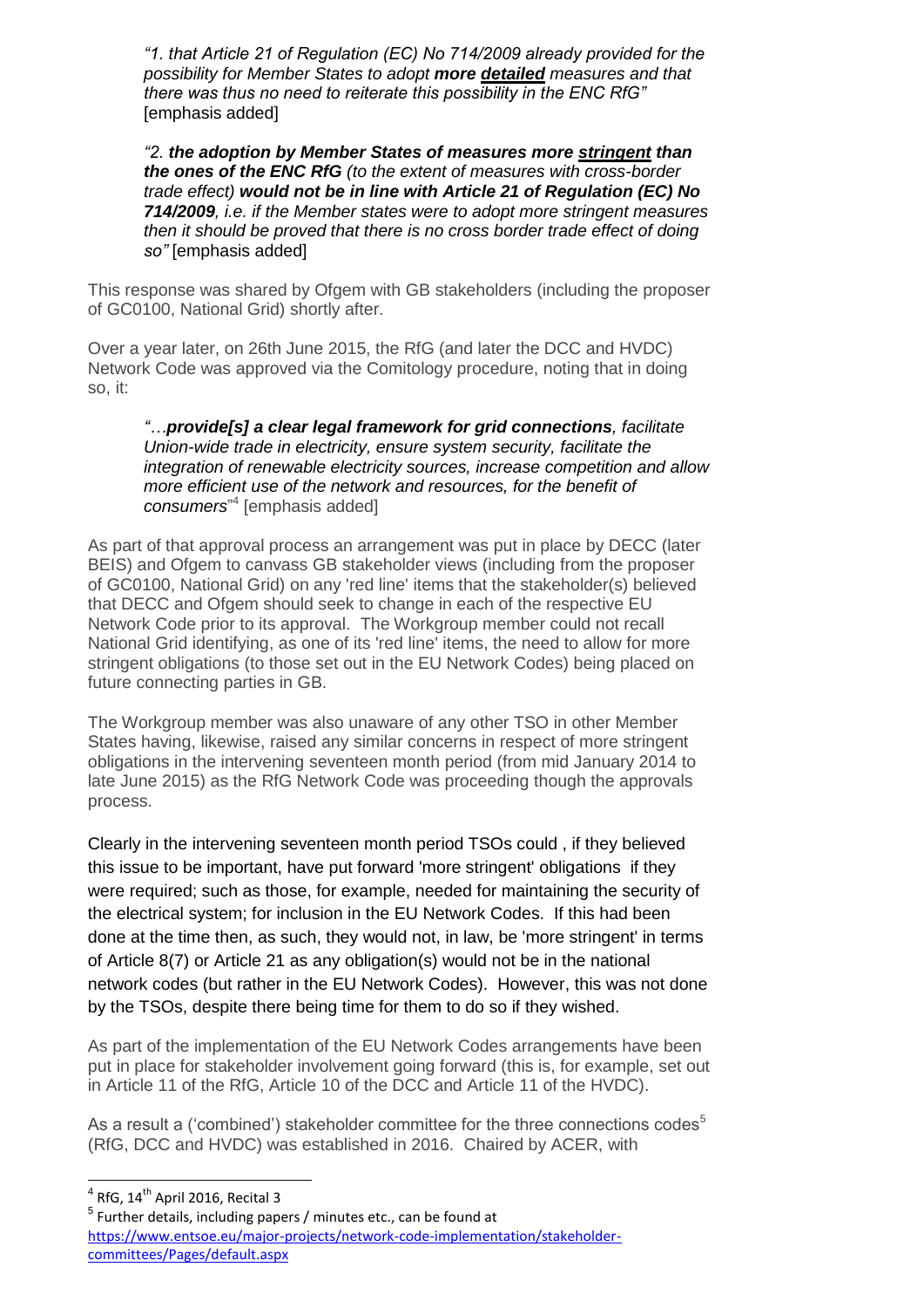*"1. that Article 21 of Regulation (EC) No 714/2009 already provided for the possibility for Member States to adopt **more detailed** measures and that there was thus no need to reiterate this possibility in the ENC RfG"* [emphasis added]

*"2. **the adoption by Member States of measures more stringent than the ones of the ENC RfG** (to the extent of measures with cross-border trade effect) **would not be in line with Article 21 of Regulation (EC) No 714/2009**, i.e. if the Member states were to adopt more stringent measures then it should be proved that there is no cross border trade effect of doing so"* [emphasis added]

This response was shared by Ofgem with GB stakeholders (including the proposer of GC0100, National Grid) shortly after.

Over a year later, on 26th June 2015, the RfG (and later the DCC and HVDC) Network Code was approved via the Comitology procedure, noting that in doing so, it:

*"…**provide[s] a clear legal framework for grid connections**, facilitate Union-wide trade in electricity, ensure system security, facilitate the integration of renewable electricity sources, increase competition and allow more efficient use of the network and resources, for the benefit of consumers"*[4] [emphasis added]

As part of that approval process an arrangement was put in place by DECC (later BEIS) and Ofgem to canvass GB stakeholder views (including from the proposer of GC0100, National Grid) on any 'red line' items that the stakeholder(s) believed that DECC and Ofgem should seek to change in each of the respective EU Network Code prior to its approval. The Workgroup member could not recall National Grid identifying, as one of its 'red line' items, the need to allow for more stringent obligations (to those set out in the EU Network Codes) being placed on future connecting parties in GB.

The Workgroup member was also unaware of any other TSO in other Member States having, likewise, raised any similar concerns in respect of more stringent obligations in the intervening seventeen month period (from mid January 2014 to late June 2015) as the RfG Network Code was proceeding though the approvals process.

Clearly in the intervening seventeen month period TSOs could , if they believed this issue to be important, have put forward 'more stringent' obligations if they were required; such as those, for example, needed for maintaining the security of the electrical system; for inclusion in the EU Network Codes. If this had been done at the time then, as such, they would not, in law, be 'more stringent' in terms of Article 8(7) or Article 21 as any obligation(s) would not be in the national network codes (but rather in the EU Network Codes). However, this was not done by the TSOs, despite there being time for them to do so if they wished.

As part of the implementation of the EU Network Codes arrangements have been put in place for stakeholder involvement going forward (this is, for example, set out in Article 11 of the RfG, Article 10 of the DCC and Article 11 of the HVDC).

As a result a ('combined') stakeholder committee for the three connections codes[5] (RfG, DCC and HVDC) was established in 2016. Chaired by ACER, with

---

[4] RfG, 14th April 2016, Recital 3

[5] Further details, including papers / minutes etc., can be found at https://www.entsoe.eu/major-projects/network-code-implementation/stakeholder-committees/Pages/default.aspx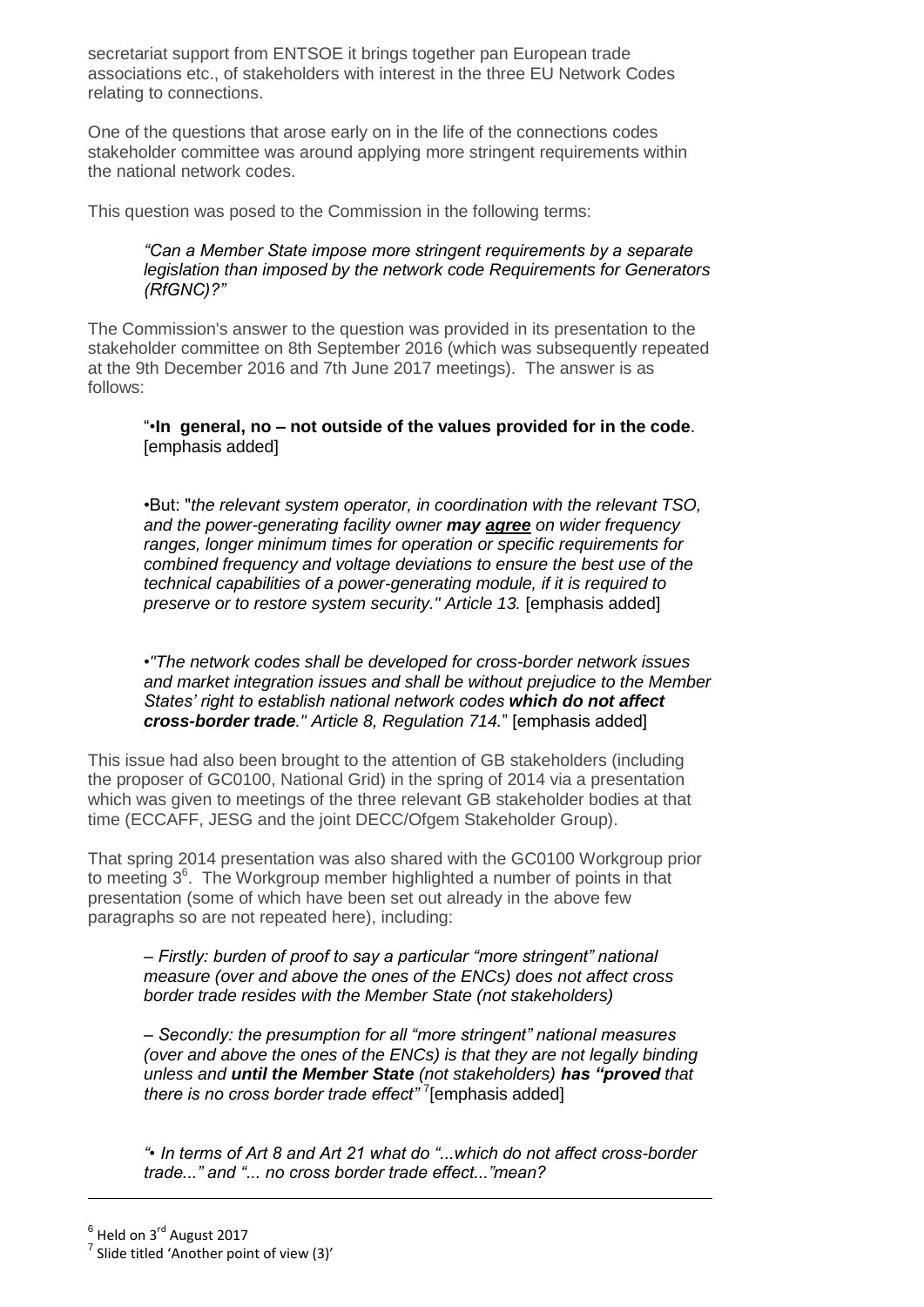secretariat support from ENTSOE it brings together pan European trade associations etc., of stakeholders with interest in the three EU Network Codes relating to connections.

One of the questions that arose early on in the life of the connections codes stakeholder committee was around applying more stringent requirements within the national network codes.

This question was posed to the Commission in the following terms:

> *"Can a Member State impose more stringent requirements by a separate legislation than imposed by the network code Requirements for Generators (RfGNC)?"*

The Commission's answer to the question was provided in its presentation to the stakeholder committee on 8th September 2016 (which was subsequently repeated at the 9th December 2016 and 7th June 2017 meetings). The answer is as follows:

> "•**In general, no – not outside of the values provided for in the code**. [emphasis added]
>
> •But: "*the relevant system operator, in coordination with the relevant TSO, and the power-generating facility owner* ***may <u>agree</u>*** *on wider frequency ranges, longer minimum times for operation or specific requirements for combined frequency and voltage deviations to ensure the best use of the technical capabilities of a power-generating module, if it is required to preserve or to restore system security." Article 13.* [emphasis added]
>
> •*"The network codes shall be developed for cross-border network issues and market integration issues and shall be without prejudice to the Member States' right to establish national network codes* ***which do not affect cross-border trade****." Article 8, Regulation 714.*" [emphasis added]

This issue had also been brought to the attention of GB stakeholders (including the proposer of GC0100, National Grid) in the spring of 2014 via a presentation which was given to meetings of the three relevant GB stakeholder bodies at that time (ECCAFF, JESG and the joint DECC/Ofgem Stakeholder Group).

That spring 2014 presentation was also shared with the GC0100 Workgroup prior to meeting 3[6]. The Workgroup member highlighted a number of points in that presentation (some of which have been set out already in the above few paragraphs so are not repeated here), including:

> *– Firstly: burden of proof to say a particular "more stringent" national measure (over and above the ones of the ENCs) does not affect cross border trade resides with the Member State (not stakeholders)*
>
> *– Secondly: the presumption for all "more stringent" national measures (over and above the ones of the ENCs) is that they are not legally binding unless and* ***until the Member State*** *(not stakeholders)* ***has "proved*** *that there is no cross border trade effect"* [7][emphasis added]
>
> *"• In terms of Art 8 and Art 21 what do "...which do not affect cross-border trade..." and "... no cross border trade effect..."mean?*

---

[6] Held on 3rd August 2017

[7] Slide titled 'Another point of view (3)'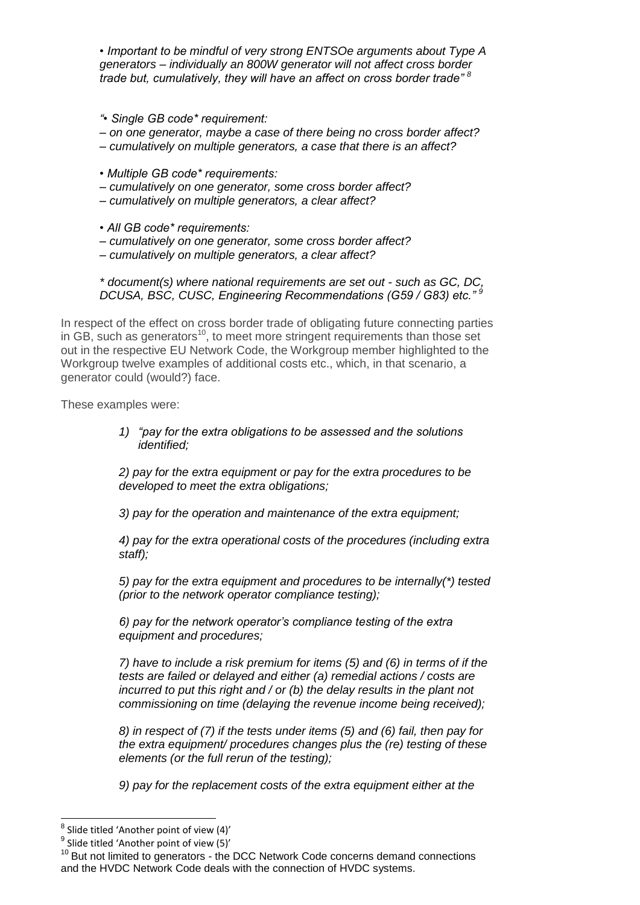*• Important to be mindful of very strong ENTSOe arguments about Type A generators – individually an 800W generator will not affect cross border trade but, cumulatively, they will have an affect on cross border trade"* [8]

*"• Single GB code* requirement:*
*– on one generator, maybe a case of there being no cross border affect?*
*– cumulatively on multiple generators, a case that there is an affect?*

*• Multiple GB code* requirements:*
*– cumulatively on one generator, some cross border affect?*
*– cumulatively on multiple generators, a clear affect?*

*• All GB code* requirements:*
*– cumulatively on one generator, some cross border affect?*
*– cumulatively on multiple generators, a clear affect?*

*\* document(s) where national requirements are set out - such as GC, DC, DCUSA, BSC, CUSC, Engineering Recommendations (G59 / G83) etc."* [9]

In respect of the effect on cross border trade of obligating future connecting parties in GB, such as generators[10], to meet more stringent requirements than those set out in the respective EU Network Code, the Workgroup member highlighted to the Workgroup twelve examples of additional costs etc., which, in that scenario, a generator could (would?) face.

These examples were:

*1) "pay for the extra obligations to be assessed and the solutions identified;*

*2) pay for the extra equipment or pay for the extra procedures to be developed to meet the extra obligations;*

*3) pay for the operation and maintenance of the extra equipment;*

*4) pay for the extra operational costs of the procedures (including extra staff);*

*5) pay for the extra equipment and procedures to be internally(\*) tested (prior to the network operator compliance testing);*

*6) pay for the network operator's compliance testing of the extra equipment and procedures;*

*7) have to include a risk premium for items (5) and (6) in terms of if the tests are failed or delayed and either (a) remedial actions / costs are incurred to put this right and / or (b) the delay results in the plant not commissioning on time (delaying the revenue income being received);*

*8) in respect of (7) if the tests under items (5) and (6) fail, then pay for the extra equipment/ procedures changes plus the (re) testing of these elements (or the full rerun of the testing);*

*9) pay for the replacement costs of the extra equipment either at the*

---

[8] Slide titled 'Another point of view (4)'

[9] Slide titled 'Another point of view (5)'

[10] But not limited to generators - the DCC Network Code concerns demand connections and the HVDC Network Code deals with the connection of HVDC systems.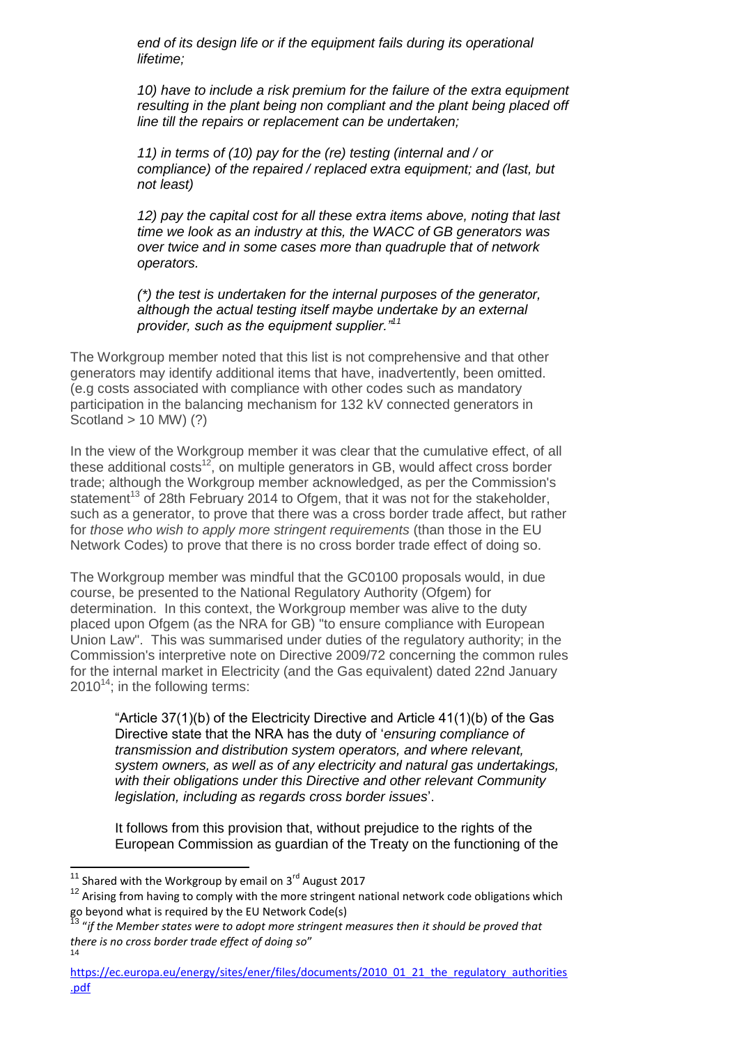*end of its design life or if the equipment fails during its operational lifetime;*

*10) have to include a risk premium for the failure of the extra equipment resulting in the plant being non compliant and the plant being placed off line till the repairs or replacement can be undertaken;*

*11) in terms of (10) pay for the (re) testing (internal and / or compliance) of the repaired / replaced extra equipment; and (last, but not least)*

*12) pay the capital cost for all these extra items above, noting that last time we look as an industry at this, the WACC of GB generators was over twice and in some cases more than quadruple that of network operators.*

*(\*) the test is undertaken for the internal purposes of the generator, although the actual testing itself maybe undertake by an external provider, such as the equipment supplier."*[11]

The Workgroup member noted that this list is not comprehensive and that other generators may identify additional items that have, inadvertently, been omitted. (e.g costs associated with compliance with other codes such as mandatory participation in the balancing mechanism for 132 kV connected generators in Scotland > 10 MW) (?)

In the view of the Workgroup member it was clear that the cumulative effect, of all these additional costs[12], on multiple generators in GB, would affect cross border trade; although the Workgroup member acknowledged, as per the Commission's statement[13] of 28th February 2014 to Ofgem, that it was not for the stakeholder, such as a generator, to prove that there was a cross border trade affect, but rather for *those who wish to apply more stringent requirements* (than those in the EU Network Codes) to prove that there is no cross border trade effect of doing so.

The Workgroup member was mindful that the GC0100 proposals would, in due course, be presented to the National Regulatory Authority (Ofgem) for determination. In this context, the Workgroup member was alive to the duty placed upon Ofgem (as the NRA for GB) "to ensure compliance with European Union Law". This was summarised under duties of the regulatory authority; in the Commission's interpretive note on Directive 2009/72 concerning the common rules for the internal market in Electricity (and the Gas equivalent) dated 22nd January 2010[14]; in the following terms:

> "Article 37(1)(b) of the Electricity Directive and Article 41(1)(b) of the Gas Directive state that the NRA has the duty of '*ensuring compliance of transmission and distribution system operators, and where relevant, system owners, as well as of any electricity and natural gas undertakings, with their obligations under this Directive and other relevant Community legislation, including as regards cross border issues*'.
>
> It follows from this provision that, without prejudice to the rights of the European Commission as guardian of the Treaty on the functioning of the

---

[11] Shared with the Workgroup by email on 3rd August 2017

[12] Arising from having to comply with the more stringent national network code obligations which go beyond what is required by the EU Network Code(s)

[13] *"if the Member states were to adopt more stringent measures then it should be proved that there is no cross border trade effect of doing so"*

[14] https://ec.europa.eu/energy/sites/ener/files/documents/2010_01_21_the_regulatory_authorities.pdf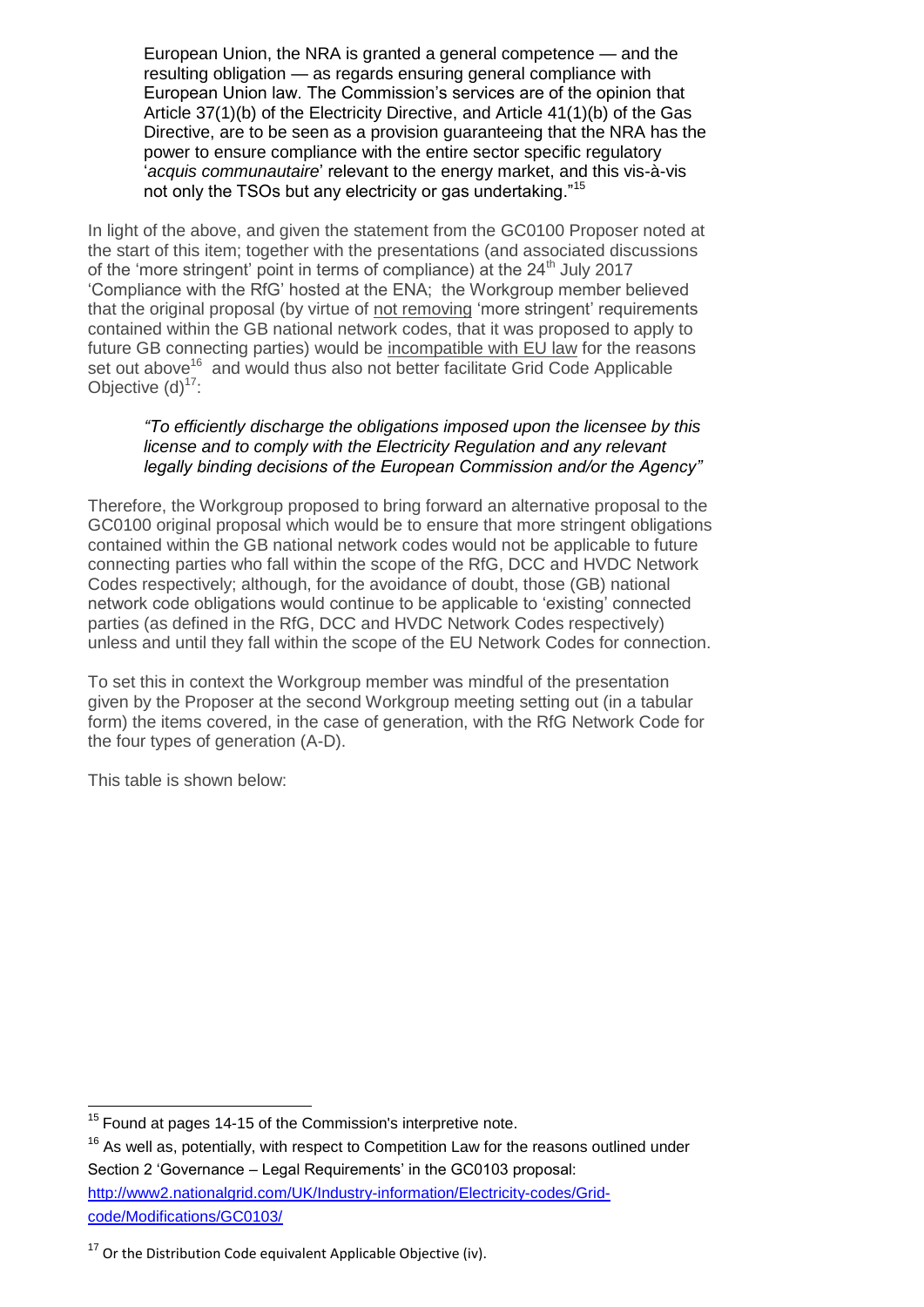European Union, the NRA is granted a general competence — and the resulting obligation — as regards ensuring general compliance with European Union law. The Commission's services are of the opinion that Article 37(1)(b) of the Electricity Directive, and Article 41(1)(b) of the Gas Directive, are to be seen as a provision guaranteeing that the NRA has the power to ensure compliance with the entire sector specific regulatory '*acquis communautaire*' relevant to the energy market, and this vis-à-vis not only the TSOs but any electricity or gas undertaking."[15]

In light of the above, and given the statement from the GC0100 Proposer noted at the start of this item; together with the presentations (and associated discussions of the 'more stringent' point in terms of compliance) at the 24th July 2017 'Compliance with the RfG' hosted at the ENA; the Workgroup member believed that the original proposal (by virtue of not removing 'more stringent' requirements contained within the GB national network codes, that it was proposed to apply to future GB connecting parties) would be incompatible with EU law for the reasons set out above[16] and would thus also not better facilitate Grid Code Applicable Objective (d)[17]:

> *"To efficiently discharge the obligations imposed upon the licensee by this license and to comply with the Electricity Regulation and any relevant legally binding decisions of the European Commission and/or the Agency"*

Therefore, the Workgroup proposed to bring forward an alternative proposal to the GC0100 original proposal which would be to ensure that more stringent obligations contained within the GB national network codes would not be applicable to future connecting parties who fall within the scope of the RfG, DCC and HVDC Network Codes respectively; although, for the avoidance of doubt, those (GB) national network code obligations would continue to be applicable to 'existing' connected parties (as defined in the RfG, DCC and HVDC Network Codes respectively) unless and until they fall within the scope of the EU Network Codes for connection.

To set this in context the Workgroup member was mindful of the presentation given by the Proposer at the second Workgroup meeting setting out (in a tabular form) the items covered, in the case of generation, with the RfG Network Code for the four types of generation (A-D).

This table is shown below:

---

[15] Found at pages 14-15 of the Commission's interpretive note.

[16] As well as, potentially, with respect to Competition Law for the reasons outlined under Section 2 'Governance – Legal Requirements' in the GC0103 proposal: http://www2.nationalgrid.com/UK/Industry-information/Electricity-codes/Grid-code/Modifications/GC0103/

[17] Or the Distribution Code equivalent Applicable Objective (iv).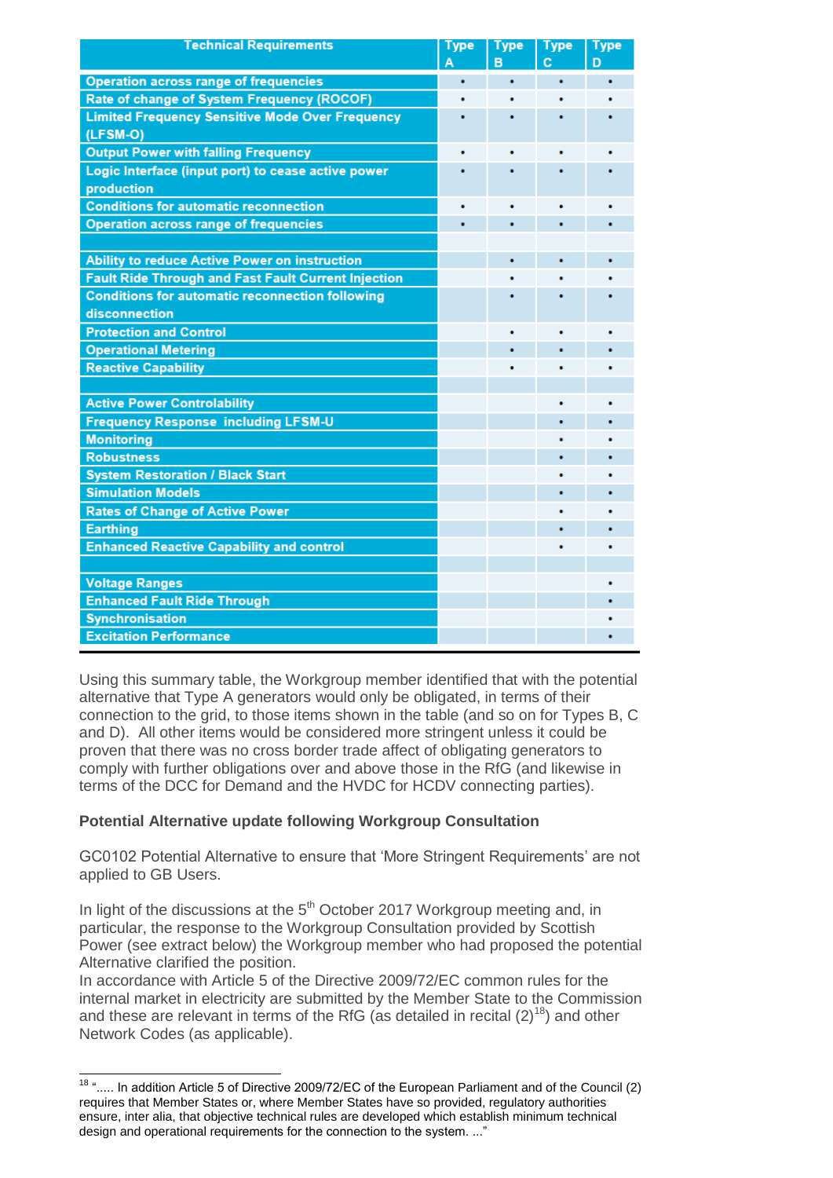| Technical Requirements | Type A | Type B | Type C | Type D |
|---|---|---|---|---|
| Operation across range of frequencies | • | • | • | • |
| Rate of change of System Frequency (ROCOF) | • | • | • | • |
| Limited Frequency Sensitive Mode Over Frequency (LFSM-O) | • | • | • | • |
| Output Power with falling Frequency | • | • | • | • |
| Logic Interface (input port) to cease active power production | • | • | • | • |
| Conditions for automatic reconnection | • | • | • | • |
| Operation across range of frequencies | • | • | • | • |
| | | | | |
| Ability to reduce Active Power on instruction | | • | • | • |
| Fault Ride Through and Fast Fault Current Injection | | • | • | • |
| Conditions for automatic reconnection following disconnection | | • | • | • |
| Protection and Control | | • | • | • |
| Operational Metering | | • | • | • |
| Reactive Capability | | • | • | • |
| | | | | |
| Active Power Controlability | | | • | • |
| Frequency Response including LFSM-U | | | • | • |
| Monitoring | | | • | • |
| Robustness | | | • | • |
| System Restoration / Black Start | | | • | • |
| Simulation Models | | | • | • |
| Rates of Change of Active Power | | | • | • |
| Earthing | | | • | • |
| Enhanced Reactive Capability and control | | | • | • |
| | | | | |
| Voltage Ranges | | | | • |
| Enhanced Fault Ride Through | | | | • |
| Synchronisation | | | | • |
| Excitation Performance | | | | • |

Using this summary table, the Workgroup member identified that with the potential alternative that Type A generators would only be obligated, in terms of their connection to the grid, to those items shown in the table (and so on for Types B, C and D). All other items would be considered more stringent unless it could be proven that there was no cross border trade affect of obligating generators to comply with further obligations over and above those in the RfG (and likewise in terms of the DCC for Demand and the HVDC for HCDV connecting parties).

**Potential Alternative update following Workgroup Consultation**

GC0102 Potential Alternative to ensure that 'More Stringent Requirements' are not applied to GB Users.

In light of the discussions at the 5th October 2017 Workgroup meeting and, in particular, the response to the Workgroup Consultation provided by Scottish Power (see extract below) the Workgroup member who had proposed the potential Alternative clarified the position.

In accordance with Article 5 of the Directive 2009/72/EC common rules for the internal market in electricity are submitted by the Member State to the Commission and these are relevant in terms of the RfG (as detailed in recital (2)[18]) and other Network Codes (as applicable).

[18] "..... In addition Article 5 of Directive 2009/72/EC of the European Parliament and of the Council (2) requires that Member States or, where Member States have so provided, regulatory authorities ensure, inter alia, that objective technical rules are developed which establish minimum technical design and operational requirements for the connection to the system. ..."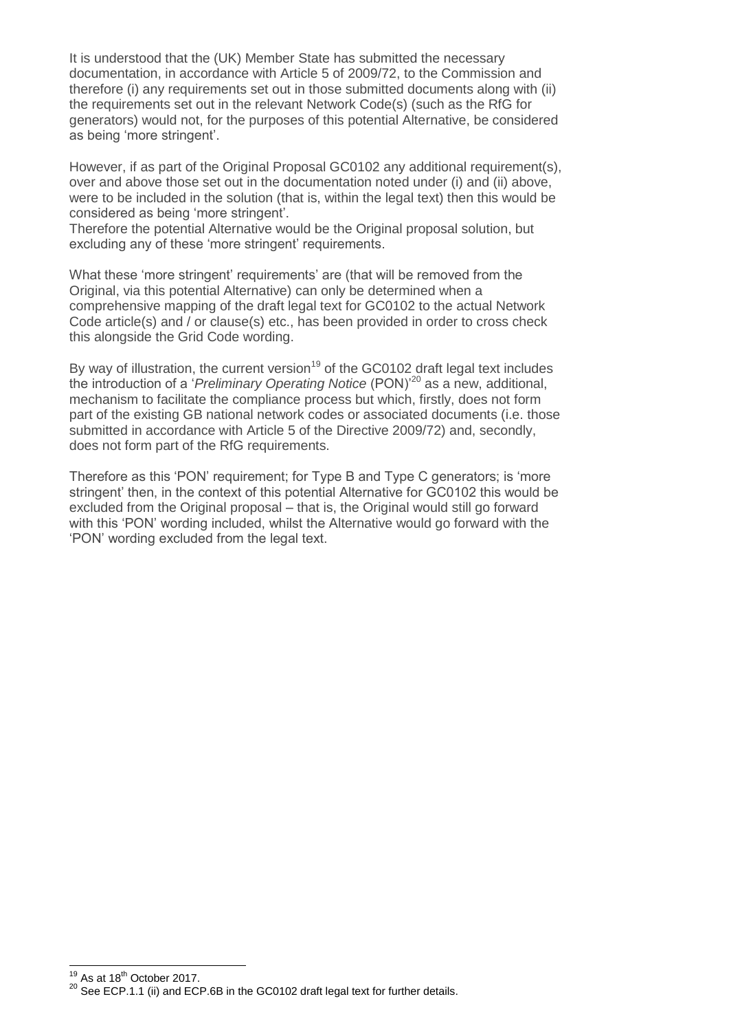It is understood that the (UK) Member State has submitted the necessary documentation, in accordance with Article 5 of 2009/72, to the Commission and therefore (i) any requirements set out in those submitted documents along with (ii) the requirements set out in the relevant Network Code(s) (such as the RfG for generators) would not, for the purposes of this potential Alternative, be considered as being 'more stringent'.

However, if as part of the Original Proposal GC0102 any additional requirement(s), over and above those set out in the documentation noted under (i) and (ii) above, were to be included in the solution (that is, within the legal text) then this would be considered as being 'more stringent'.
Therefore the potential Alternative would be the Original proposal solution, but excluding any of these 'more stringent' requirements.

What these 'more stringent' requirements' are (that will be removed from the Original, via this potential Alternative) can only be determined when a comprehensive mapping of the draft legal text for GC0102 to the actual Network Code article(s) and / or clause(s) etc., has been provided in order to cross check this alongside the Grid Code wording.

By way of illustration, the current version[19] of the GC0102 draft legal text includes the introduction of a '*Preliminary Operating Notice* (PON)'[20] as a new, additional, mechanism to facilitate the compliance process but which, firstly, does not form part of the existing GB national network codes or associated documents (i.e. those submitted in accordance with Article 5 of the Directive 2009/72) and, secondly, does not form part of the RfG requirements.

Therefore as this 'PON' requirement; for Type B and Type C generators; is 'more stringent' then, in the context of this potential Alternative for GC0102 this would be excluded from the Original proposal – that is, the Original would still go forward with this 'PON' wording included, whilst the Alternative would go forward with the 'PON' wording excluded from the legal text.

---

[19] As at 18th October 2017.

[20] See ECP.1.1 (ii) and ECP.6B in the GC0102 draft legal text for further details.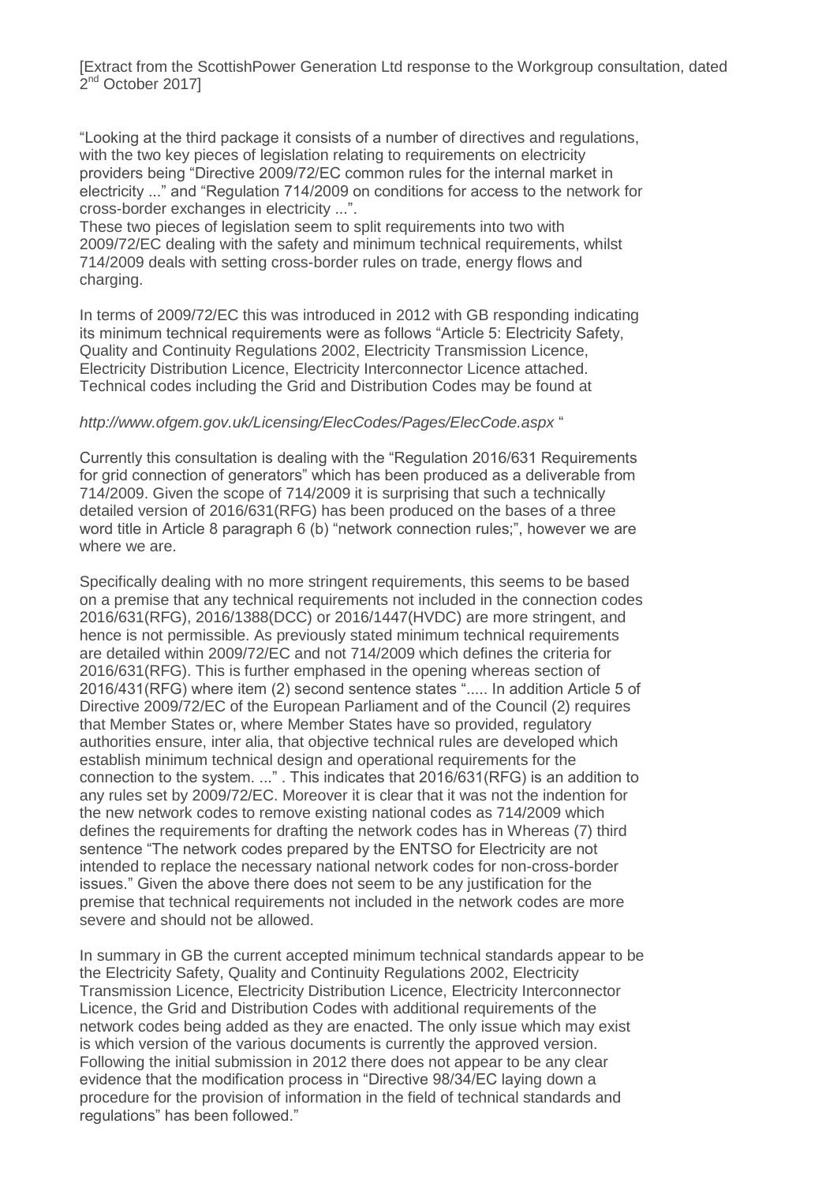[Extract from the ScottishPower Generation Ltd response to the Workgroup consultation, dated 2nd October 2017]

"Looking at the third package it consists of a number of directives and regulations, with the two key pieces of legislation relating to requirements on electricity providers being "Directive 2009/72/EC common rules for the internal market in electricity ..." and "Regulation 714/2009 on conditions for access to the network for cross-border exchanges in electricity ...".
These two pieces of legislation seem to split requirements into two with 2009/72/EC dealing with the safety and minimum technical requirements, whilst 714/2009 deals with setting cross-border rules on trade, energy flows and charging.

In terms of 2009/72/EC this was introduced in 2012 with GB responding indicating its minimum technical requirements were as follows "Article 5: Electricity Safety, Quality and Continuity Regulations 2002, Electricity Transmission Licence, Electricity Distribution Licence, Electricity Interconnector Licence attached. Technical codes including the Grid and Distribution Codes may be found at

*http://www.ofgem.gov.uk/Licensing/ElecCodes/Pages/ElecCode.aspx* "

Currently this consultation is dealing with the "Regulation 2016/631 Requirements for grid connection of generators" which has been produced as a deliverable from 714/2009. Given the scope of 714/2009 it is surprising that such a technically detailed version of 2016/631(RFG) has been produced on the bases of a three word title in Article 8 paragraph 6 (b) "network connection rules;", however we are where we are.

Specifically dealing with no more stringent requirements, this seems to be based on a premise that any technical requirements not included in the connection codes 2016/631(RFG), 2016/1388(DCC) or 2016/1447(HVDC) are more stringent, and hence is not permissible. As previously stated minimum technical requirements are detailed within 2009/72/EC and not 714/2009 which defines the criteria for 2016/631(RFG). This is further emphased in the opening whereas section of 2016/431(RFG) where item (2) second sentence states "..... In addition Article 5 of Directive 2009/72/EC of the European Parliament and of the Council (2) requires that Member States or, where Member States have so provided, regulatory authorities ensure, inter alia, that objective technical rules are developed which establish minimum technical design and operational requirements for the connection to the system. ..." . This indicates that 2016/631(RFG) is an addition to any rules set by 2009/72/EC. Moreover it is clear that it was not the indention for the new network codes to remove existing national codes as 714/2009 which defines the requirements for drafting the network codes has in Whereas (7) third sentence "The network codes prepared by the ENTSO for Electricity are not intended to replace the necessary national network codes for non-cross-border issues." Given the above there does not seem to be any justification for the premise that technical requirements not included in the network codes are more severe and should not be allowed.

In summary in GB the current accepted minimum technical standards appear to be the Electricity Safety, Quality and Continuity Regulations 2002, Electricity Transmission Licence, Electricity Distribution Licence, Electricity Interconnector Licence, the Grid and Distribution Codes with additional requirements of the network codes being added as they are enacted. The only issue which may exist is which version of the various documents is currently the approved version. Following the initial submission in 2012 there does not appear to be any clear evidence that the modification process in "Directive 98/34/EC laying down a procedure for the provision of information in the field of technical standards and regulations" has been followed."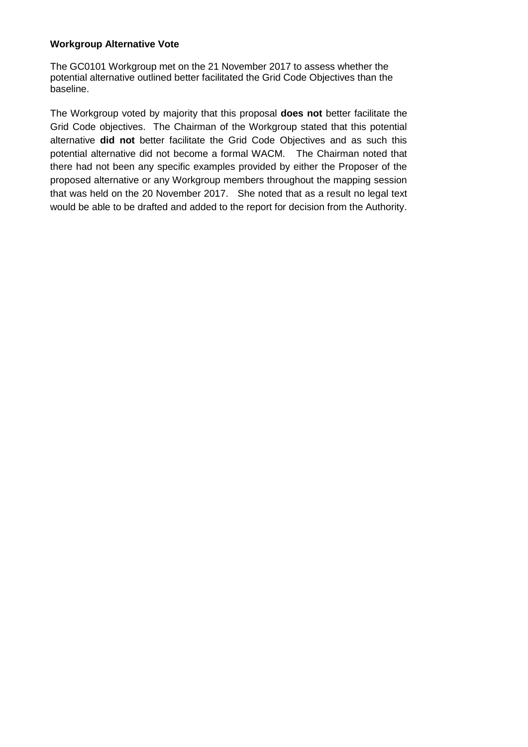**Workgroup Alternative Vote**

The GC0101 Workgroup met on the 21 November 2017 to assess whether the potential alternative outlined better facilitated the Grid Code Objectives than the baseline.

The Workgroup voted by majority that this proposal **does not** better facilitate the Grid Code objectives. The Chairman of the Workgroup stated that this potential alternative **did not** better facilitate the Grid Code Objectives and as such this potential alternative did not become a formal WACM. The Chairman noted that there had not been any specific examples provided by either the Proposer of the proposed alternative or any Workgroup members throughout the mapping session that was held on the 20 November 2017. She noted that as a result no legal text would be able to be drafted and added to the report for decision from the Authority.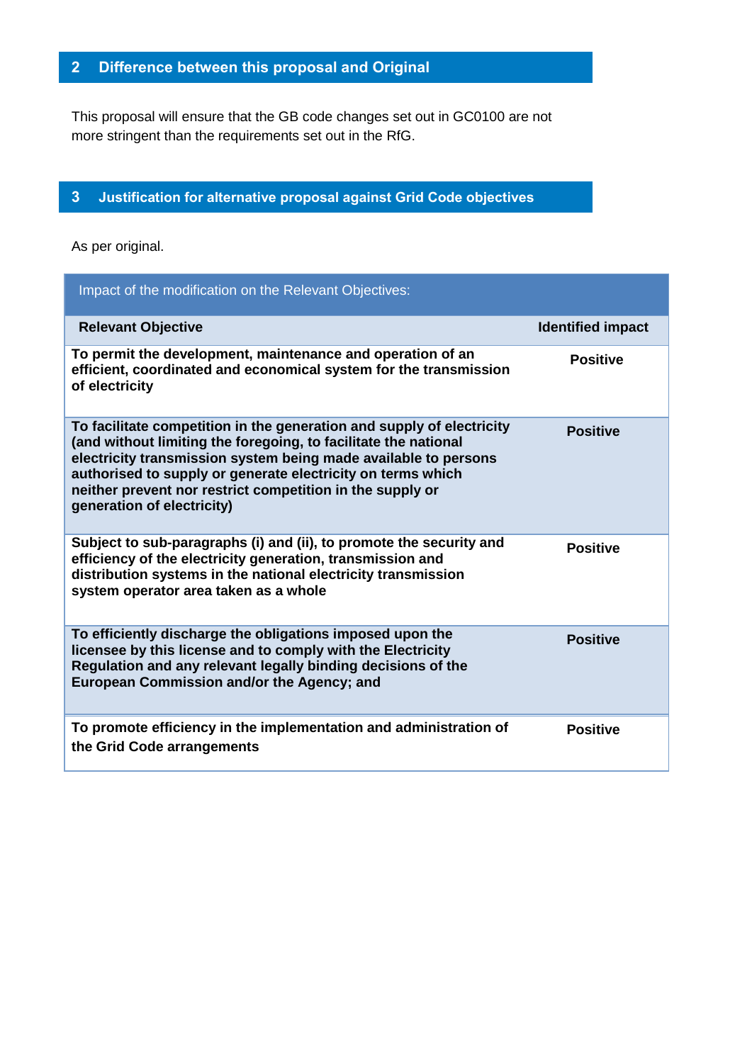## 2 Difference between this proposal and Original

This proposal will ensure that the GB code changes set out in GC0100 are not more stringent than the requirements set out in the RfG.

## 3 Justification for alternative proposal against Grid Code objectives

As per original.

| Impact of the modification on the Relevant Objectives: | |
|---|---|
| **Relevant Objective** | **Identified impact** |
| **To permit the development, maintenance and operation of an efficient, coordinated and economical system for the transmission of electricity** | **Positive** |
| **To facilitate competition in the generation and supply of electricity (and without limiting the foregoing, to facilitate the national electricity transmission system being made available to persons authorised to supply or generate electricity on terms which neither prevent nor restrict competition in the supply or generation of electricity)** | **Positive** |
| **Subject to sub-paragraphs (i) and (ii), to promote the security and efficiency of the electricity generation, transmission and distribution systems in the national electricity transmission system operator area taken as a whole** | **Positive** |
| **To efficiently discharge the obligations imposed upon the licensee by this license and to comply with the Electricity Regulation and any relevant legally binding decisions of the European Commission and/or the Agency; and** | **Positive** |
| **To promote efficiency in the implementation and administration of the Grid Code arrangements** | **Positive** |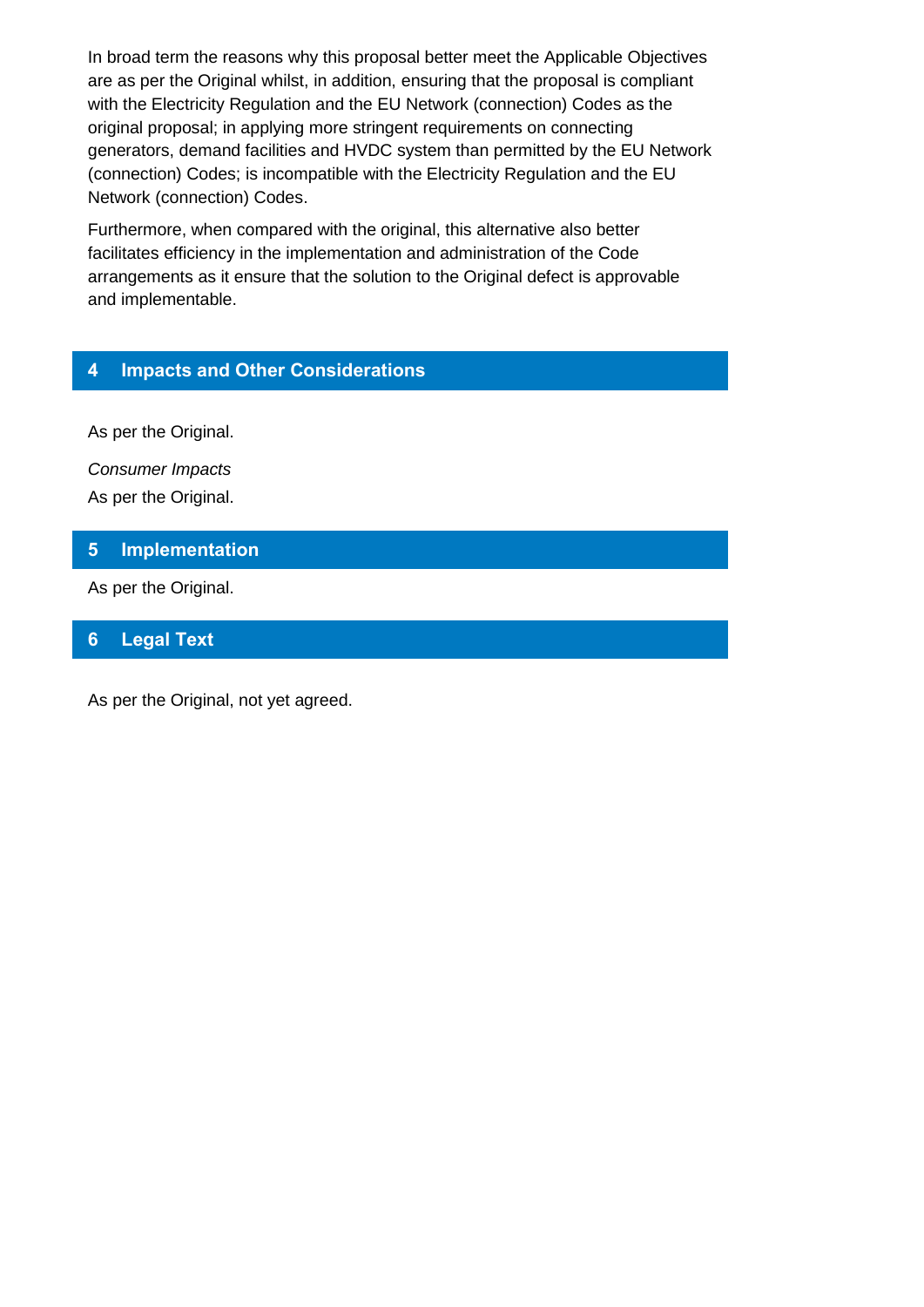In broad term the reasons why this proposal better meet the Applicable Objectives are as per the Original whilst, in addition, ensuring that the proposal is compliant with the Electricity Regulation and the EU Network (connection) Codes as the original proposal; in applying more stringent requirements on connecting generators, demand facilities and HVDC system than permitted by the EU Network (connection) Codes; is incompatible with the Electricity Regulation and the EU Network (connection) Codes.

Furthermore, when compared with the original, this alternative also better facilitates efficiency in the implementation and administration of the Code arrangements as it ensure that the solution to the Original defect is approvable and implementable.

## 4 Impacts and Other Considerations

As per the Original.

*Consumer Impacts*

As per the Original.

## 5 Implementation

As per the Original.

## 6 Legal Text

As per the Original, not yet agreed.